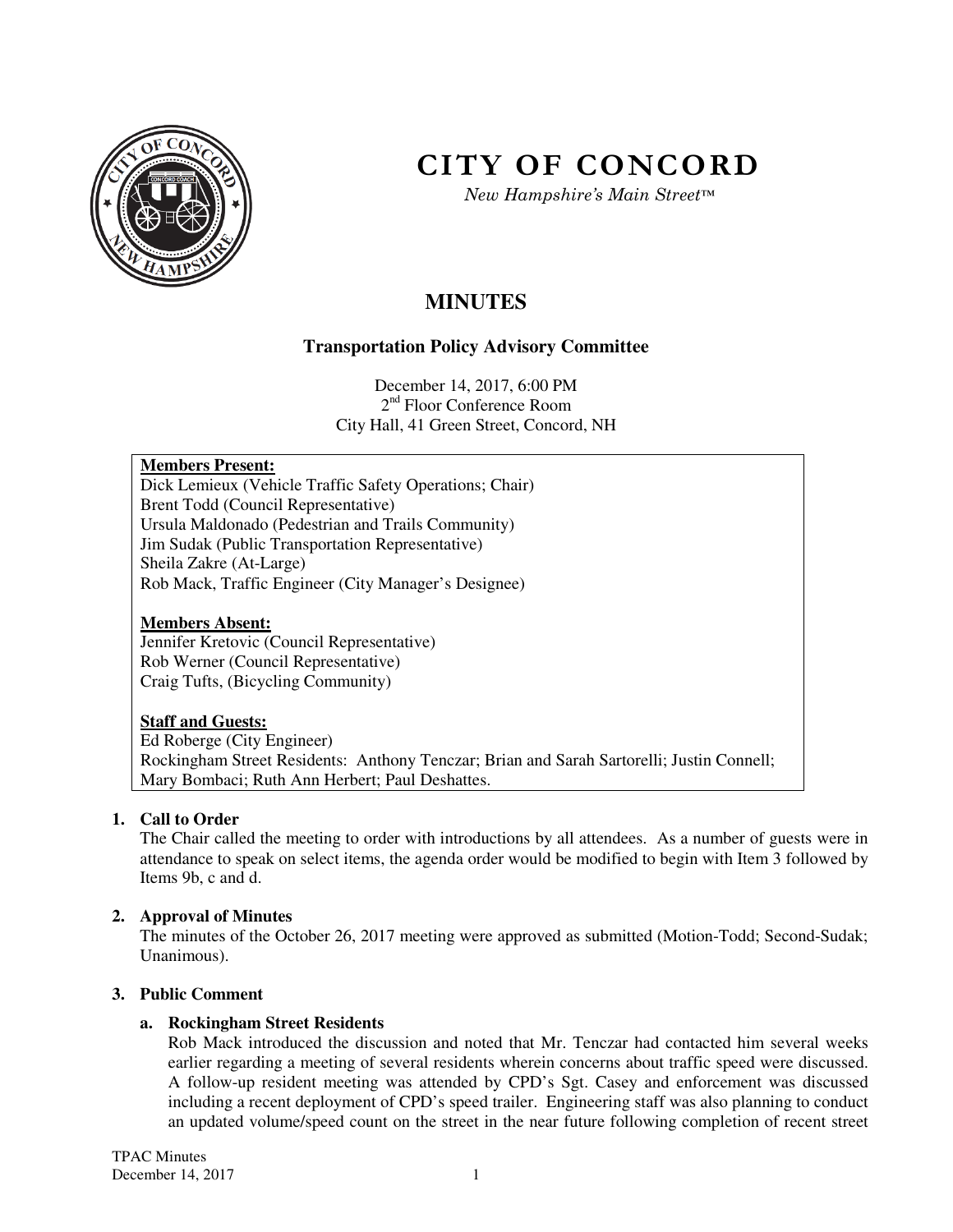# CITY OF CONCORD

*New Hampshire's Main Street™*

# MINUTES

## Transportation Policy Advisory Committee

December 14, 2017, 6:00 PM
2nd Floor Conference Room
City Hall, 41 Green Street, Concord, NH

**Members Present:**
Dick Lemieux (Vehicle Traffic Safety Operations; Chair)
Brent Todd (Council Representative)
Ursula Maldonado (Pedestrian and Trails Community)
Jim Sudak (Public Transportation Representative)
Sheila Zakre (At-Large)
Rob Mack, Traffic Engineer (City Manager's Designee)

**Members Absent:**
Jennifer Kretovic (Council Representative)
Rob Werner (Council Representative)
Craig Tufts, (Bicycling Community)

**Staff and Guests:**
Ed Roberge (City Engineer)
Rockingham Street Residents: Anthony Tenczar; Brian and Sarah Sartorelli; Justin Connell; Mary Bombaci; Ruth Ann Herbert; Paul Deshattes.

### 1. Call to Order

The Chair called the meeting to order with introductions by all attendees. As a number of guests were in attendance to speak on select items, the agenda order would be modified to begin with Item 3 followed by Items 9b, c and d.

### 2. Approval of Minutes

The minutes of the October 26, 2017 meeting were approved as submitted (Motion-Todd; Second-Sudak; Unanimous).

### 3. Public Comment

#### a. Rockingham Street Residents

Rob Mack introduced the discussion and noted that Mr. Tenczar had contacted him several weeks earlier regarding a meeting of several residents wherein concerns about traffic speed were discussed. A follow-up resident meeting was attended by CPD's Sgt. Casey and enforcement was discussed including a recent deployment of CPD's speed trailer. Engineering staff was also planning to conduct an updated volume/speed count on the street in the near future following completion of recent street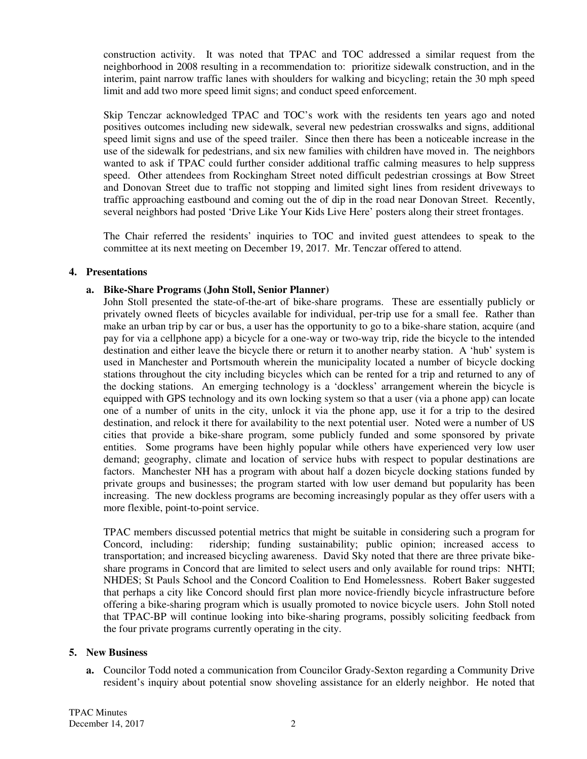construction activity. It was noted that TPAC and TOC addressed a similar request from the neighborhood in 2008 resulting in a recommendation to: prioritize sidewalk construction, and in the interim, paint narrow traffic lanes with shoulders for walking and bicycling; retain the 30 mph speed limit and add two more speed limit signs; and conduct speed enforcement.

Skip Tenczar acknowledged TPAC and TOC's work with the residents ten years ago and noted positives outcomes including new sidewalk, several new pedestrian crosswalks and signs, additional speed limit signs and use of the speed trailer. Since then there has been a noticeable increase in the use of the sidewalk for pedestrians, and six new families with children have moved in. The neighbors wanted to ask if TPAC could further consider additional traffic calming measures to help suppress speed. Other attendees from Rockingham Street noted difficult pedestrian crossings at Bow Street and Donovan Street due to traffic not stopping and limited sight lines from resident driveways to traffic approaching eastbound and coming out the of dip in the road near Donovan Street. Recently, several neighbors had posted 'Drive Like Your Kids Live Here' posters along their street frontages.

The Chair referred the residents' inquiries to TOC and invited guest attendees to speak to the committee at its next meeting on December 19, 2017. Mr. Tenczar offered to attend.

**4. Presentations**

**a. Bike-Share Programs (John Stoll, Senior Planner)**

John Stoll presented the state-of-the-art of bike-share programs. These are essentially publicly or privately owned fleets of bicycles available for individual, per-trip use for a small fee. Rather than make an urban trip by car or bus, a user has the opportunity to go to a bike-share station, acquire (and pay for via a cellphone app) a bicycle for a one-way or two-way trip, ride the bicycle to the intended destination and either leave the bicycle there or return it to another nearby station. A 'hub' system is used in Manchester and Portsmouth wherein the municipality located a number of bicycle docking stations throughout the city including bicycles which can be rented for a trip and returned to any of the docking stations. An emerging technology is a 'dockless' arrangement wherein the bicycle is equipped with GPS technology and its own locking system so that a user (via a phone app) can locate one of a number of units in the city, unlock it via the phone app, use it for a trip to the desired destination, and relock it there for availability to the next potential user. Noted were a number of US cities that provide a bike-share program, some publicly funded and some sponsored by private entities. Some programs have been highly popular while others have experienced very low user demand; geography, climate and location of service hubs with respect to popular destinations are factors. Manchester NH has a program with about half a dozen bicycle docking stations funded by private groups and businesses; the program started with low user demand but popularity has been increasing. The new dockless programs are becoming increasingly popular as they offer users with a more flexible, point-to-point service.

TPAC members discussed potential metrics that might be suitable in considering such a program for Concord, including: ridership; funding sustainability; public opinion; increased access to transportation; and increased bicycling awareness. David Sky noted that there are three private bike-share programs in Concord that are limited to select users and only available for round trips: NHTI; NHDES; St Pauls School and the Concord Coalition to End Homelessness. Robert Baker suggested that perhaps a city like Concord should first plan more novice-friendly bicycle infrastructure before offering a bike-sharing program which is usually promoted to novice bicycle users. John Stoll noted that TPAC-BP will continue looking into bike-sharing programs, possibly soliciting feedback from the four private programs currently operating in the city.

**5. New Business**

**a.** Councilor Todd noted a communication from Councilor Grady-Sexton regarding a Community Drive resident's inquiry about potential snow shoveling assistance for an elderly neighbor. He noted that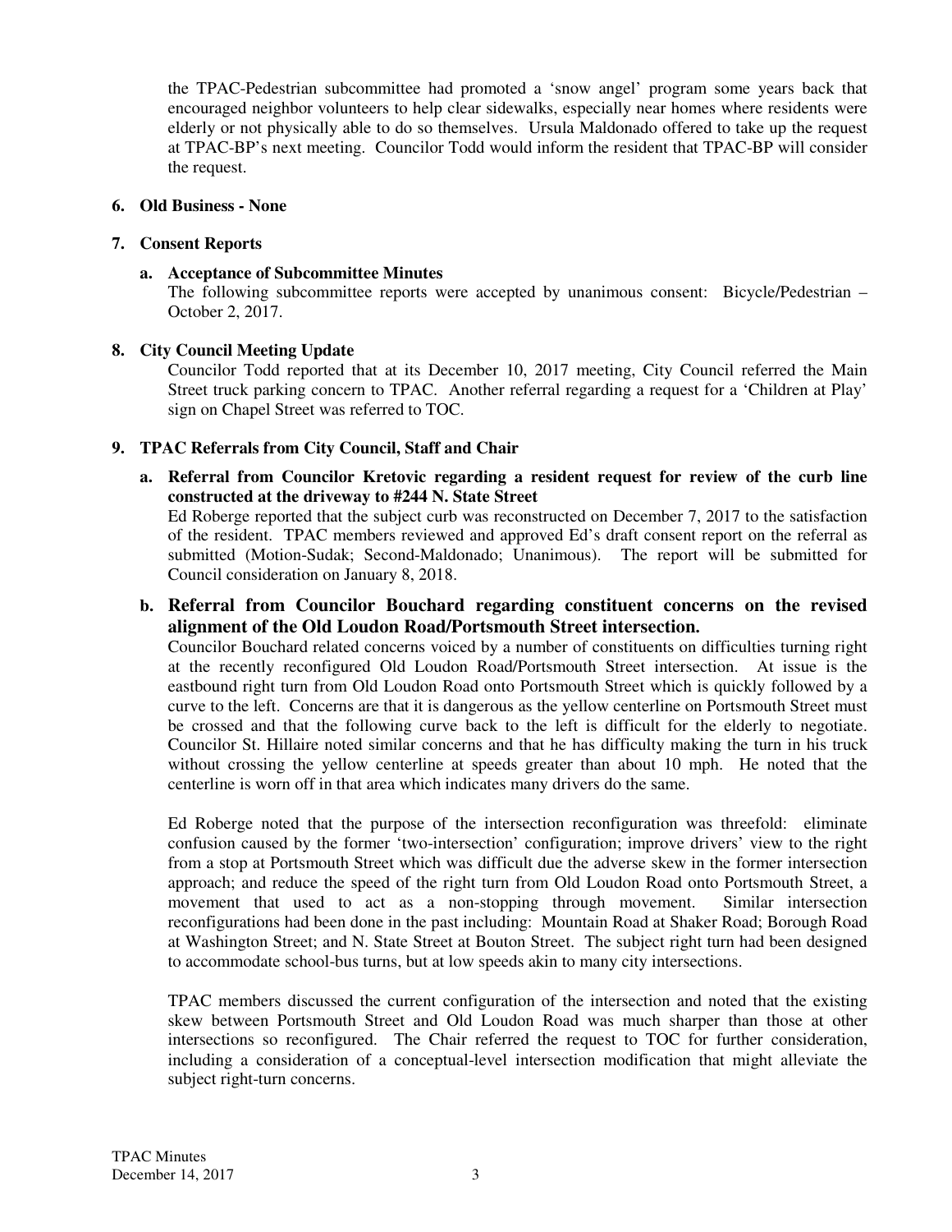the TPAC-Pedestrian subcommittee had promoted a 'snow angel' program some years back that encouraged neighbor volunteers to help clear sidewalks, especially near homes where residents were elderly or not physically able to do so themselves. Ursula Maldonado offered to take up the request at TPAC-BP's next meeting. Councilor Todd would inform the resident that TPAC-BP will consider the request.

**6. Old Business - None**

**7. Consent Reports**

**a. Acceptance of Subcommittee Minutes**

The following subcommittee reports were accepted by unanimous consent: Bicycle/Pedestrian – October 2, 2017.

**8. City Council Meeting Update**

Councilor Todd reported that at its December 10, 2017 meeting, City Council referred the Main Street truck parking concern to TPAC. Another referral regarding a request for a 'Children at Play' sign on Chapel Street was referred to TOC.

**9. TPAC Referrals from City Council, Staff and Chair**

**a. Referral from Councilor Kretovic regarding a resident request for review of the curb line constructed at the driveway to #244 N. State Street**

Ed Roberge reported that the subject curb was reconstructed on December 7, 2017 to the satisfaction of the resident. TPAC members reviewed and approved Ed's draft consent report on the referral as submitted (Motion-Sudak; Second-Maldonado; Unanimous). The report will be submitted for Council consideration on January 8, 2018.

**b. Referral from Councilor Bouchard regarding constituent concerns on the revised alignment of the Old Loudon Road/Portsmouth Street intersection.**

Councilor Bouchard related concerns voiced by a number of constituents on difficulties turning right at the recently reconfigured Old Loudon Road/Portsmouth Street intersection. At issue is the eastbound right turn from Old Loudon Road onto Portsmouth Street which is quickly followed by a curve to the left. Concerns are that it is dangerous as the yellow centerline on Portsmouth Street must be crossed and that the following curve back to the left is difficult for the elderly to negotiate. Councilor St. Hillaire noted similar concerns and that he has difficulty making the turn in his truck without crossing the yellow centerline at speeds greater than about 10 mph. He noted that the centerline is worn off in that area which indicates many drivers do the same.

Ed Roberge noted that the purpose of the intersection reconfiguration was threefold: eliminate confusion caused by the former 'two-intersection' configuration; improve drivers' view to the right from a stop at Portsmouth Street which was difficult due the adverse skew in the former intersection approach; and reduce the speed of the right turn from Old Loudon Road onto Portsmouth Street, a movement that used to act as a non-stopping through movement. Similar intersection reconfigurations had been done in the past including: Mountain Road at Shaker Road; Borough Road at Washington Street; and N. State Street at Bouton Street. The subject right turn had been designed to accommodate school-bus turns, but at low speeds akin to many city intersections.

TPAC members discussed the current configuration of the intersection and noted that the existing skew between Portsmouth Street and Old Loudon Road was much sharper than those at other intersections so reconfigured. The Chair referred the request to TOC for further consideration, including a consideration of a conceptual-level intersection modification that might alleviate the subject right-turn concerns.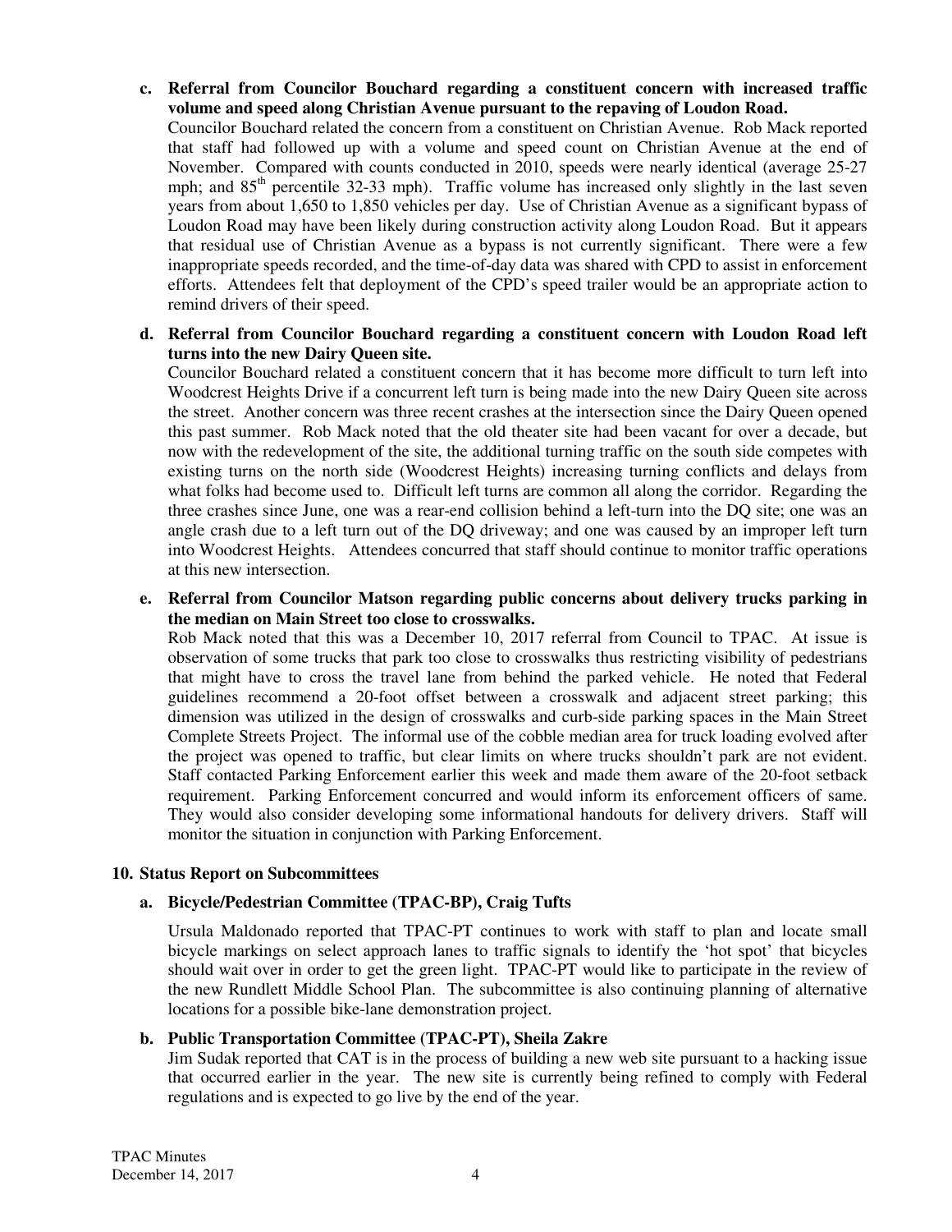**c. Referral from Councilor Bouchard regarding a constituent concern with increased traffic volume and speed along Christian Avenue pursuant to the repaving of Loudon Road.**

Councilor Bouchard related the concern from a constituent on Christian Avenue. Rob Mack reported that staff had followed up with a volume and speed count on Christian Avenue at the end of November. Compared with counts conducted in 2010, speeds were nearly identical (average 25-27 mph; and 85th percentile 32-33 mph). Traffic volume has increased only slightly in the last seven years from about 1,650 to 1,850 vehicles per day. Use of Christian Avenue as a significant bypass of Loudon Road may have been likely during construction activity along Loudon Road. But it appears that residual use of Christian Avenue as a bypass is not currently significant. There were a few inappropriate speeds recorded, and the time-of-day data was shared with CPD to assist in enforcement efforts. Attendees felt that deployment of the CPD's speed trailer would be an appropriate action to remind drivers of their speed.

**d. Referral from Councilor Bouchard regarding a constituent concern with Loudon Road left turns into the new Dairy Queen site.**

Councilor Bouchard related a constituent concern that it has become more difficult to turn left into Woodcrest Heights Drive if a concurrent left turn is being made into the new Dairy Queen site across the street. Another concern was three recent crashes at the intersection since the Dairy Queen opened this past summer. Rob Mack noted that the old theater site had been vacant for over a decade, but now with the redevelopment of the site, the additional turning traffic on the south side competes with existing turns on the north side (Woodcrest Heights) increasing turning conflicts and delays from what folks had become used to. Difficult left turns are common all along the corridor. Regarding the three crashes since June, one was a rear-end collision behind a left-turn into the DQ site; one was an angle crash due to a left turn out of the DQ driveway; and one was caused by an improper left turn into Woodcrest Heights. Attendees concurred that staff should continue to monitor traffic operations at this new intersection.

**e. Referral from Councilor Matson regarding public concerns about delivery trucks parking in the median on Main Street too close to crosswalks.**

Rob Mack noted that this was a December 10, 2017 referral from Council to TPAC. At issue is observation of some trucks that park too close to crosswalks thus restricting visibility of pedestrians that might have to cross the travel lane from behind the parked vehicle. He noted that Federal guidelines recommend a 20-foot offset between a crosswalk and adjacent street parking; this dimension was utilized in the design of crosswalks and curb-side parking spaces in the Main Street Complete Streets Project. The informal use of the cobble median area for truck loading evolved after the project was opened to traffic, but clear limits on where trucks shouldn't park are not evident. Staff contacted Parking Enforcement earlier this week and made them aware of the 20-foot setback requirement. Parking Enforcement concurred and would inform its enforcement officers of same. They would also consider developing some informational handouts for delivery drivers. Staff will monitor the situation in conjunction with Parking Enforcement.

## 10. Status Report on Subcommittees

**a. Bicycle/Pedestrian Committee (TPAC-BP), Craig Tufts**

Ursula Maldonado reported that TPAC-PT continues to work with staff to plan and locate small bicycle markings on select approach lanes to traffic signals to identify the 'hot spot' that bicycles should wait over in order to get the green light. TPAC-PT would like to participate in the review of the new Rundlett Middle School Plan. The subcommittee is also continuing planning of alternative locations for a possible bike-lane demonstration project.

**b. Public Transportation Committee (TPAC-PT), Sheila Zakre**

Jim Sudak reported that CAT is in the process of building a new web site pursuant to a hacking issue that occurred earlier in the year. The new site is currently being refined to comply with Federal regulations and is expected to go live by the end of the year.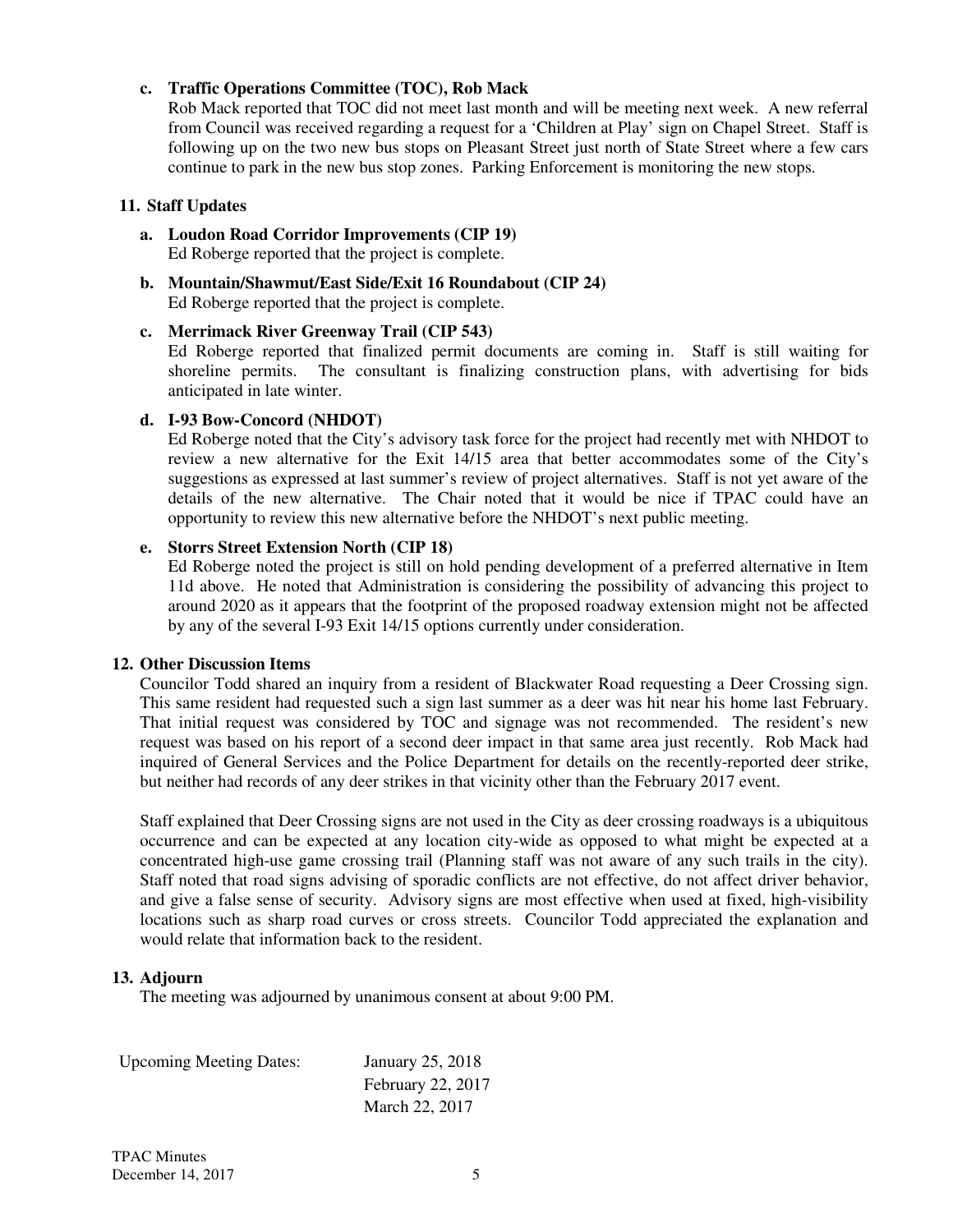**c. Traffic Operations Committee (TOC), Rob Mack**

Rob Mack reported that TOC did not meet last month and will be meeting next week. A new referral from Council was received regarding a request for a 'Children at Play' sign on Chapel Street. Staff is following up on the two new bus stops on Pleasant Street just north of State Street where a few cars continue to park in the new bus stop zones. Parking Enforcement is monitoring the new stops.

## 11. Staff Updates

**a. Loudon Road Corridor Improvements (CIP 19)**

Ed Roberge reported that the project is complete.

**b. Mountain/Shawmut/East Side/Exit 16 Roundabout (CIP 24)**

Ed Roberge reported that the project is complete.

**c. Merrimack River Greenway Trail (CIP 543)**

Ed Roberge reported that finalized permit documents are coming in. Staff is still waiting for shoreline permits. The consultant is finalizing construction plans, with advertising for bids anticipated in late winter.

**d. I-93 Bow-Concord (NHDOT)**

Ed Roberge noted that the City's advisory task force for the project had recently met with NHDOT to review a new alternative for the Exit 14/15 area that better accommodates some of the City's suggestions as expressed at last summer's review of project alternatives. Staff is not yet aware of the details of the new alternative. The Chair noted that it would be nice if TPAC could have an opportunity to review this new alternative before the NHDOT's next public meeting.

**e. Storrs Street Extension North (CIP 18)**

Ed Roberge noted the project is still on hold pending development of a preferred alternative in Item 11d above. He noted that Administration is considering the possibility of advancing this project to around 2020 as it appears that the footprint of the proposed roadway extension might not be affected by any of the several I-93 Exit 14/15 options currently under consideration.

## 12. Other Discussion Items

Councilor Todd shared an inquiry from a resident of Blackwater Road requesting a Deer Crossing sign. This same resident had requested such a sign last summer as a deer was hit near his home last February. That initial request was considered by TOC and signage was not recommended. The resident's new request was based on his report of a second deer impact in that same area just recently. Rob Mack had inquired of General Services and the Police Department for details on the recently-reported deer strike, but neither had records of any deer strikes in that vicinity other than the February 2017 event.

Staff explained that Deer Crossing signs are not used in the City as deer crossing roadways is a ubiquitous occurrence and can be expected at any location city-wide as opposed to what might be expected at a concentrated high-use game crossing trail (Planning staff was not aware of any such trails in the city). Staff noted that road signs advising of sporadic conflicts are not effective, do not affect driver behavior, and give a false sense of security. Advisory signs are most effective when used at fixed, high-visibility locations such as sharp road curves or cross streets. Councilor Todd appreciated the explanation and would relate that information back to the resident.

## 13. Adjourn

The meeting was adjourned by unanimous consent at about 9:00 PM.

Upcoming Meeting Dates: January 25, 2018
February 22, 2017
March 22, 2017